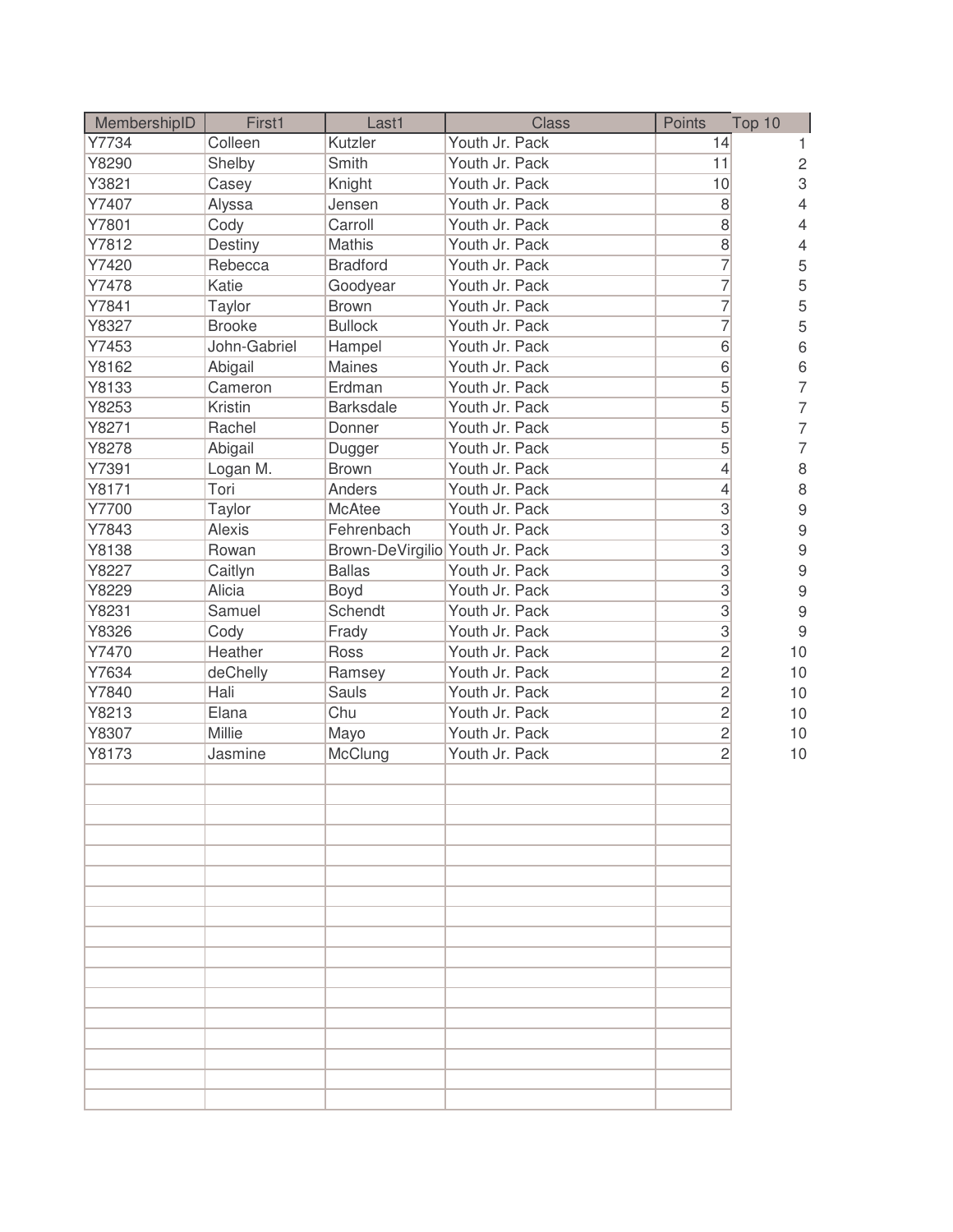| MembershipID | First1 | Last1 | Class | Points | Top 10 |
|---|---|---|---|---|---|
| Y7734 | Colleen | Kutzler | Youth Jr. Pack | 14 | 1 |
| Y8290 | Shelby | Smith | Youth Jr. Pack | 11 | 2 |
| Y3821 | Casey | Knight | Youth Jr. Pack | 10 | 3 |
| Y7407 | Alyssa | Jensen | Youth Jr. Pack | 8 | 4 |
| Y7801 | Cody | Carroll | Youth Jr. Pack | 8 | 4 |
| Y7812 | Destiny | Mathis | Youth Jr. Pack | 8 | 4 |
| Y7420 | Rebecca | Bradford | Youth Jr. Pack | 7 | 5 |
| Y7478 | Katie | Goodyear | Youth Jr. Pack | 7 | 5 |
| Y7841 | Taylor | Brown | Youth Jr. Pack | 7 | 5 |
| Y8327 | Brooke | Bullock | Youth Jr. Pack | 7 | 5 |
| Y7453 | John-Gabriel | Hampel | Youth Jr. Pack | 6 | 6 |
| Y8162 | Abigail | Maines | Youth Jr. Pack | 6 | 6 |
| Y8133 | Cameron | Erdman | Youth Jr. Pack | 5 | 7 |
| Y8253 | Kristin | Barksdale | Youth Jr. Pack | 5 | 7 |
| Y8271 | Rachel | Donner | Youth Jr. Pack | 5 | 7 |
| Y8278 | Abigail | Dugger | Youth Jr. Pack | 5 | 7 |
| Y7391 | Logan M. | Brown | Youth Jr. Pack | 4 | 8 |
| Y8171 | Tori | Anders | Youth Jr. Pack | 4 | 8 |
| Y7700 | Taylor | McAtee | Youth Jr. Pack | 3 | 9 |
| Y7843 | Alexis | Fehrenbach | Youth Jr. Pack | 3 | 9 |
| Y8138 | Rowan | Brown-DeVirgilio | Youth Jr. Pack | 3 | 9 |
| Y8227 | Caitlyn | Ballas | Youth Jr. Pack | 3 | 9 |
| Y8229 | Alicia | Boyd | Youth Jr. Pack | 3 | 9 |
| Y8231 | Samuel | Schendt | Youth Jr. Pack | 3 | 9 |
| Y8326 | Cody | Frady | Youth Jr. Pack | 3 | 9 |
| Y7470 | Heather | Ross | Youth Jr. Pack | 2 | 10 |
| Y7634 | deChelly | Ramsey | Youth Jr. Pack | 2 | 10 |
| Y7840 | Hali | Sauls | Youth Jr. Pack | 2 | 10 |
| Y8213 | Elana | Chu | Youth Jr. Pack | 2 | 10 |
| Y8307 | Millie | Mayo | Youth Jr. Pack | 2 | 10 |
| Y8173 | Jasmine | McClung | Youth Jr. Pack | 2 | 10 |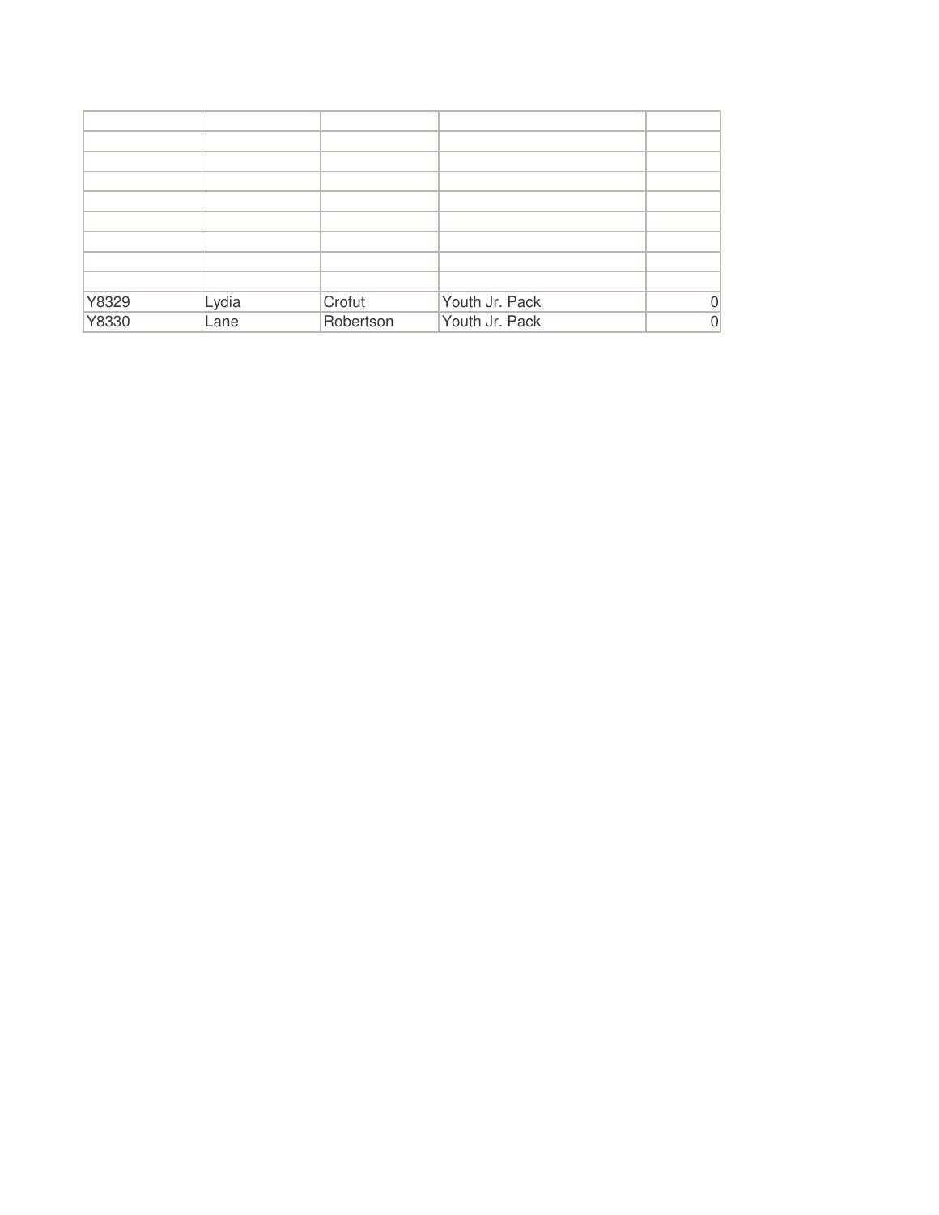| | | | | |
|---|---|---|---|---|
| | | | | |
| | | | | |
| | | | | |
| | | | | |
| | | | | |
| | | | | |
| | | | | |
| | | | | |
| Y8329 | Lydia | Crofut | Youth Jr. Pack | 0 |
| Y8330 | Lane | Robertson | Youth Jr. Pack | 0 |